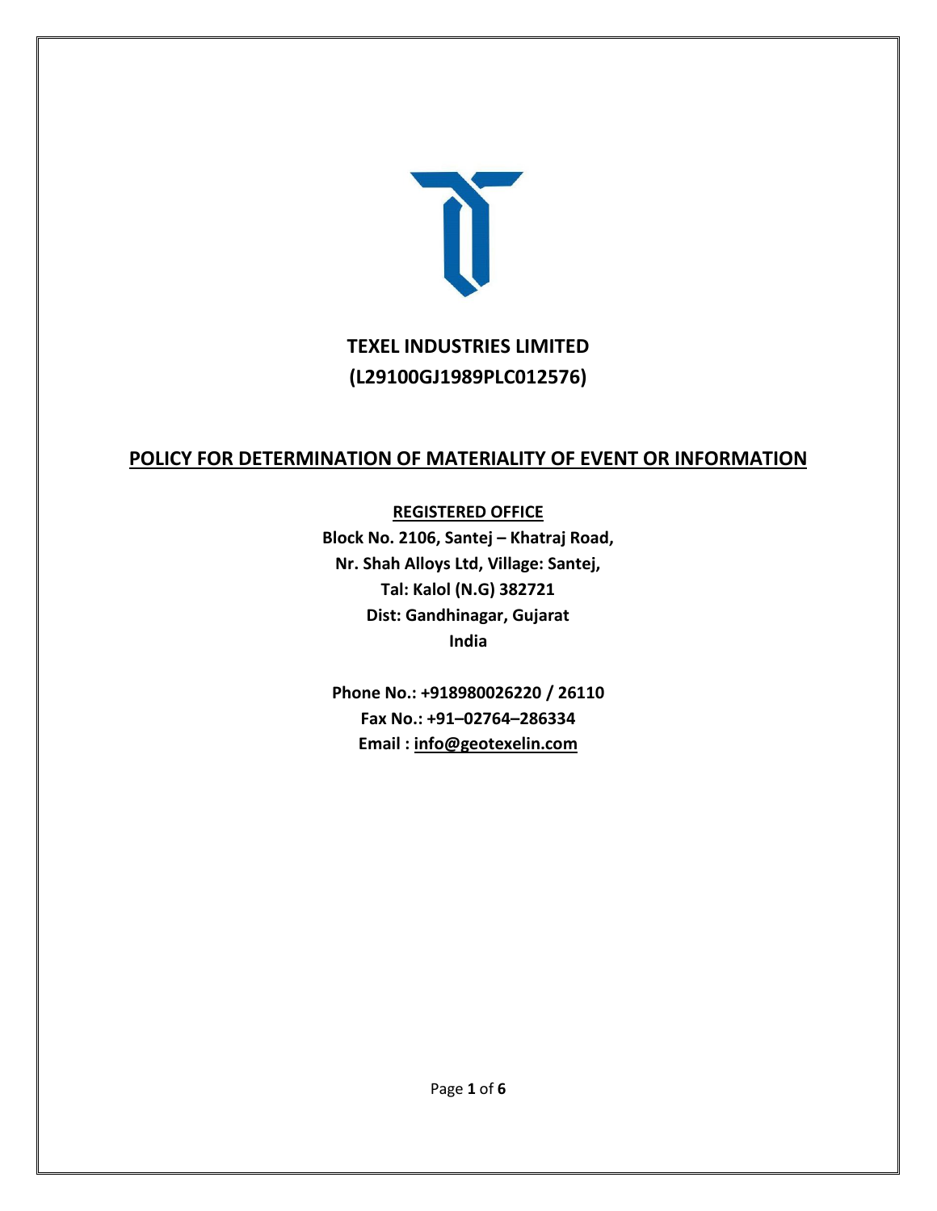# TEXEL INDUSTRIES LIMITED
# (L29100GJ1989PLC012576)

## POLICY FOR DETERMINATION OF MATERIALITY OF EVENT OR INFORMATION

**REGISTERED OFFICE**

**Block No. 2106, Santej – Khatraj Road,**
**Nr. Shah Alloys Ltd, Village: Santej,**
**Tal: Kalol (N.G) 382721**
**Dist: Gandhinagar, Gujarat**
**India**

**Phone No.: +918980026220 / 26110**
**Fax No.: +91–02764–286334**
**Email : info@geotexelin.com**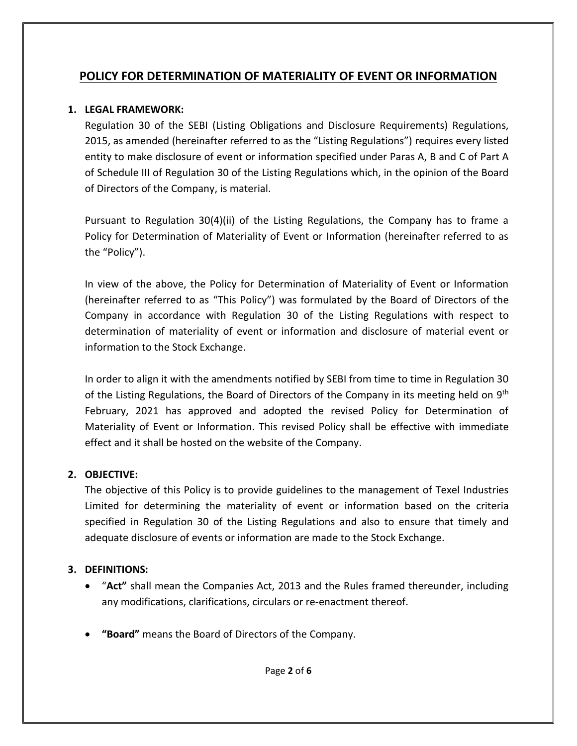## POLICY FOR DETERMINATION OF MATERIALITY OF EVENT OR INFORMATION

**1. LEGAL FRAMEWORK:**

Regulation 30 of the SEBI (Listing Obligations and Disclosure Requirements) Regulations, 2015, as amended (hereinafter referred to as the "Listing Regulations") requires every listed entity to make disclosure of event or information specified under Paras A, B and C of Part A of Schedule III of Regulation 30 of the Listing Regulations which, in the opinion of the Board of Directors of the Company, is material.

Pursuant to Regulation 30(4)(ii) of the Listing Regulations, the Company has to frame a Policy for Determination of Materiality of Event or Information (hereinafter referred to as the "Policy").

In view of the above, the Policy for Determination of Materiality of Event or Information (hereinafter referred to as "This Policy") was formulated by the Board of Directors of the Company in accordance with Regulation 30 of the Listing Regulations with respect to determination of materiality of event or information and disclosure of material event or information to the Stock Exchange.

In order to align it with the amendments notified by SEBI from time to time in Regulation 30 of the Listing Regulations, the Board of Directors of the Company in its meeting held on 9th February, 2021 has approved and adopted the revised Policy for Determination of Materiality of Event or Information. This revised Policy shall be effective with immediate effect and it shall be hosted on the website of the Company.

**2. OBJECTIVE:**

The objective of this Policy is to provide guidelines to the management of Texel Industries Limited for determining the materiality of event or information based on the criteria specified in Regulation 30 of the Listing Regulations and also to ensure that timely and adequate disclosure of events or information are made to the Stock Exchange.

**3. DEFINITIONS:**

- "**Act"** shall mean the Companies Act, 2013 and the Rules framed thereunder, including any modifications, clarifications, circulars or re-enactment thereof.
- **"Board"** means the Board of Directors of the Company.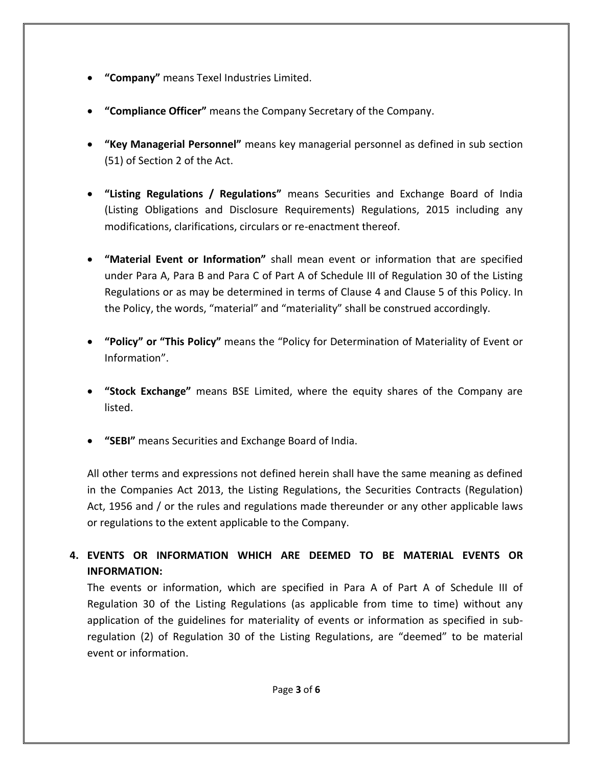- **"Company"** means Texel Industries Limited.

- **"Compliance Officer"** means the Company Secretary of the Company.

- **"Key Managerial Personnel"** means key managerial personnel as defined in sub section (51) of Section 2 of the Act.

- **"Listing Regulations / Regulations"** means Securities and Exchange Board of India (Listing Obligations and Disclosure Requirements) Regulations, 2015 including any modifications, clarifications, circulars or re-enactment thereof.

- **"Material Event or Information"** shall mean event or information that are specified under Para A, Para B and Para C of Part A of Schedule III of Regulation 30 of the Listing Regulations or as may be determined in terms of Clause 4 and Clause 5 of this Policy. In the Policy, the words, "material" and "materiality" shall be construed accordingly.

- **"Policy" or "This Policy"** means the "Policy for Determination of Materiality of Event or Information".

- **"Stock Exchange"** means BSE Limited, where the equity shares of the Company are listed.

- **"SEBI"** means Securities and Exchange Board of India.

All other terms and expressions not defined herein shall have the same meaning as defined in the Companies Act 2013, the Listing Regulations, the Securities Contracts (Regulation) Act, 1956 and / or the rules and regulations made thereunder or any other applicable laws or regulations to the extent applicable to the Company.

## 4. EVENTS OR INFORMATION WHICH ARE DEEMED TO BE MATERIAL EVENTS OR INFORMATION:

The events or information, which are specified in Para A of Part A of Schedule III of Regulation 30 of the Listing Regulations (as applicable from time to time) without any application of the guidelines for materiality of events or information as specified in sub-regulation (2) of Regulation 30 of the Listing Regulations, are "deemed" to be material event or information.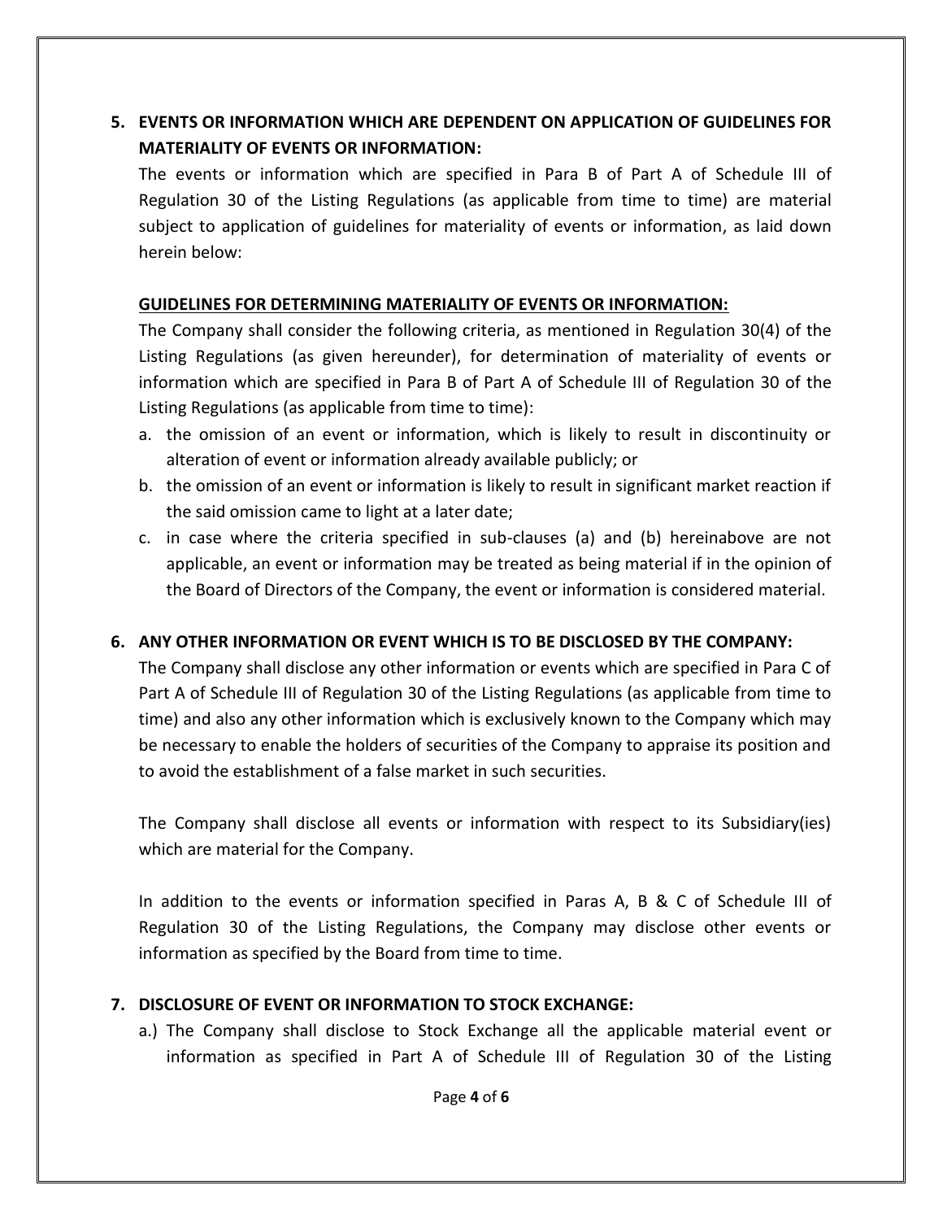## 5. EVENTS OR INFORMATION WHICH ARE DEPENDENT ON APPLICATION OF GUIDELINES FOR MATERIALITY OF EVENTS OR INFORMATION:

The events or information which are specified in Para B of Part A of Schedule III of Regulation 30 of the Listing Regulations (as applicable from time to time) are material subject to application of guidelines for materiality of events or information, as laid down herein below:

**GUIDELINES FOR DETERMINING MATERIALITY OF EVENTS OR INFORMATION:**

The Company shall consider the following criteria, as mentioned in Regulation 30(4) of the Listing Regulations (as given hereunder), for determination of materiality of events or information which are specified in Para B of Part A of Schedule III of Regulation 30 of the Listing Regulations (as applicable from time to time):

a. the omission of an event or information, which is likely to result in discontinuity or alteration of event or information already available publicly; or
b. the omission of an event or information is likely to result in significant market reaction if the said omission came to light at a later date;
c. in case where the criteria specified in sub-clauses (a) and (b) hereinabove are not applicable, an event or information may be treated as being material if in the opinion of the Board of Directors of the Company, the event or information is considered material.

## 6. ANY OTHER INFORMATION OR EVENT WHICH IS TO BE DISCLOSED BY THE COMPANY:

The Company shall disclose any other information or events which are specified in Para C of Part A of Schedule III of Regulation 30 of the Listing Regulations (as applicable from time to time) and also any other information which is exclusively known to the Company which may be necessary to enable the holders of securities of the Company to appraise its position and to avoid the establishment of a false market in such securities.

The Company shall disclose all events or information with respect to its Subsidiary(ies) which are material for the Company.

In addition to the events or information specified in Paras A, B & C of Schedule III of Regulation 30 of the Listing Regulations, the Company may disclose other events or information as specified by the Board from time to time.

## 7. DISCLOSURE OF EVENT OR INFORMATION TO STOCK EXCHANGE:

a.) The Company shall disclose to Stock Exchange all the applicable material event or information as specified in Part A of Schedule III of Regulation 30 of the Listing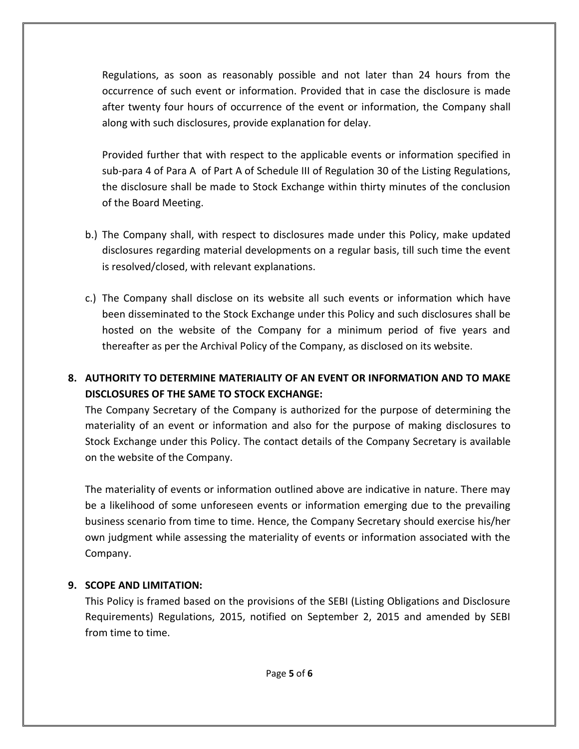Regulations, as soon as reasonably possible and not later than 24 hours from the occurrence of such event or information. Provided that in case the disclosure is made after twenty four hours of occurrence of the event or information, the Company shall along with such disclosures, provide explanation for delay.

Provided further that with respect to the applicable events or information specified in sub-para 4 of Para A of Part A of Schedule III of Regulation 30 of the Listing Regulations, the disclosure shall be made to Stock Exchange within thirty minutes of the conclusion of the Board Meeting.

b.) The Company shall, with respect to disclosures made under this Policy, make updated disclosures regarding material developments on a regular basis, till such time the event is resolved/closed, with relevant explanations.

c.) The Company shall disclose on its website all such events or information which have been disseminated to the Stock Exchange under this Policy and such disclosures shall be hosted on the website of the Company for a minimum period of five years and thereafter as per the Archival Policy of the Company, as disclosed on its website.

## 8. AUTHORITY TO DETERMINE MATERIALITY OF AN EVENT OR INFORMATION AND TO MAKE DISCLOSURES OF THE SAME TO STOCK EXCHANGE:

The Company Secretary of the Company is authorized for the purpose of determining the materiality of an event or information and also for the purpose of making disclosures to Stock Exchange under this Policy. The contact details of the Company Secretary is available on the website of the Company.

The materiality of events or information outlined above are indicative in nature. There may be a likelihood of some unforeseen events or information emerging due to the prevailing business scenario from time to time. Hence, the Company Secretary should exercise his/her own judgment while assessing the materiality of events or information associated with the Company.

## 9. SCOPE AND LIMITATION:

This Policy is framed based on the provisions of the SEBI (Listing Obligations and Disclosure Requirements) Regulations, 2015, notified on September 2, 2015 and amended by SEBI from time to time.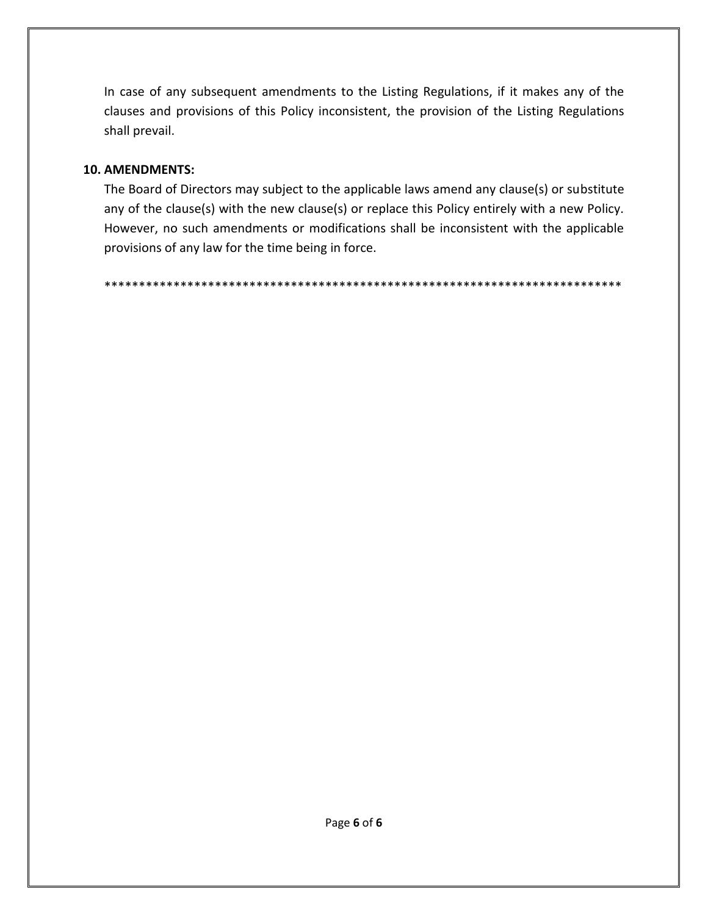In case of any subsequent amendments to the Listing Regulations, if it makes any of the clauses and provisions of this Policy inconsistent, the provision of the Listing Regulations shall prevail.

## 10. AMENDMENTS:

The Board of Directors may subject to the applicable laws amend any clause(s) or substitute any of the clause(s) with the new clause(s) or replace this Policy entirely with a new Policy. However, no such amendments or modifications shall be inconsistent with the applicable provisions of any law for the time being in force.

*****************************************************************************